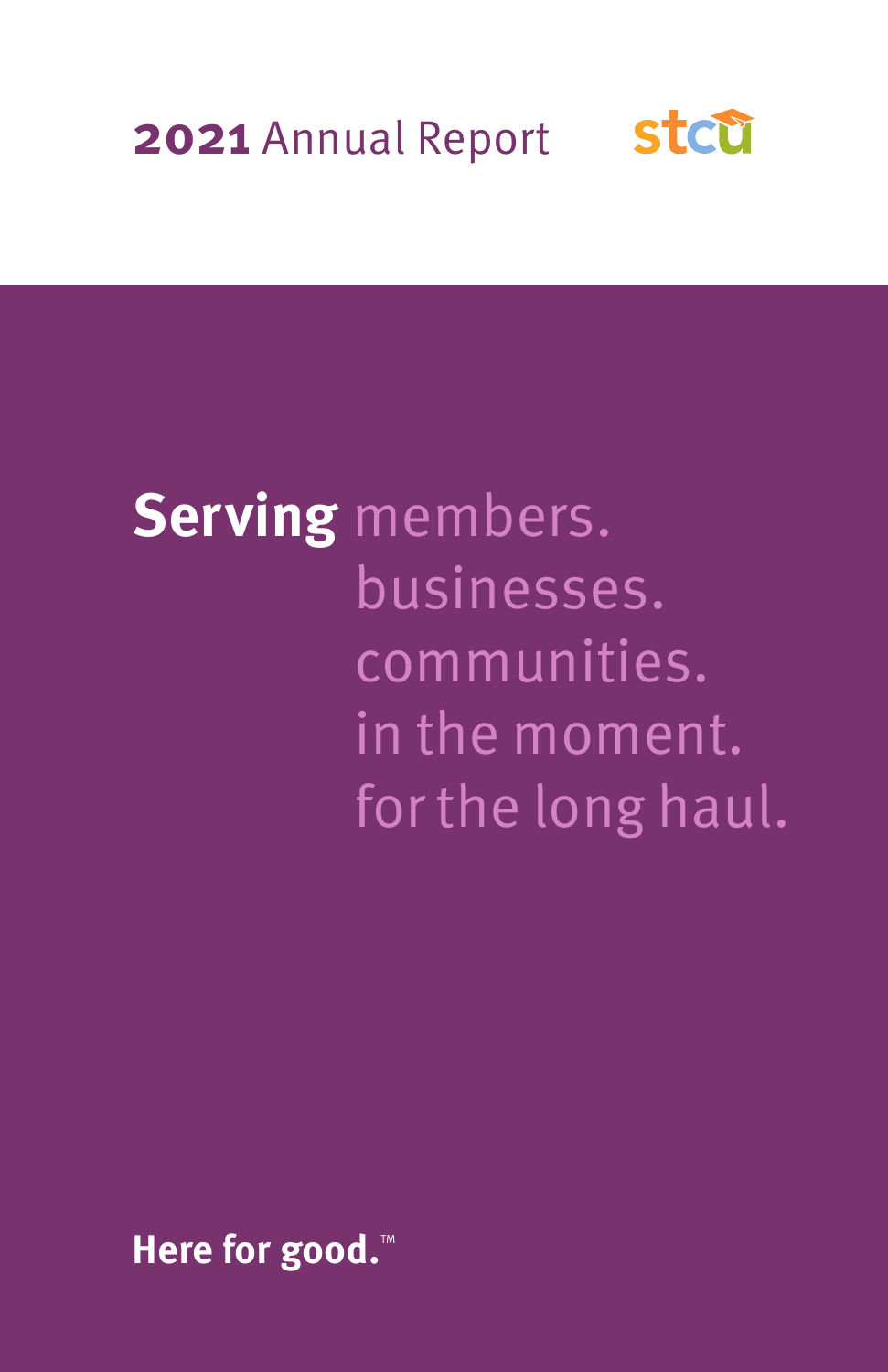# **2021** Annual Report

stcu

**Serving** members.
businesses.
communities.
in the moment.
for the long haul.

**Here for good.**™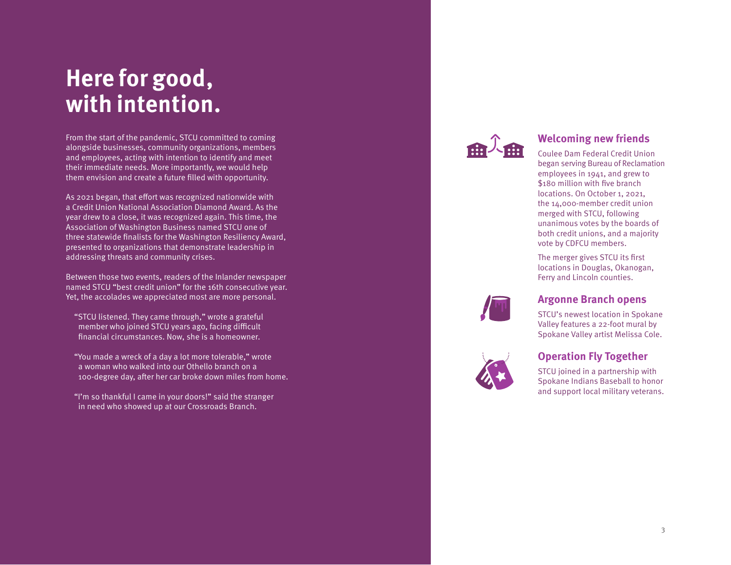# Here for good, with intention.

From the start of the pandemic, STCU committed to coming alongside businesses, community organizations, members and employees, acting with intention to identify and meet their immediate needs. More importantly, we would help them envision and create a future filled with opportunity.

As 2021 began, that effort was recognized nationwide with a Credit Union National Association Diamond Award. As the year drew to a close, it was recognized again. This time, the Association of Washington Business named STCU one of three statewide finalists for the Washington Resiliency Award, presented to organizations that demonstrate leadership in addressing threats and community crises.

Between those two events, readers of the Inlander newspaper named STCU "best credit union" for the 16th consecutive year. Yet, the accolades we appreciated most are more personal.

"STCU listened. They came through," wrote a grateful member who joined STCU years ago, facing difficult financial circumstances. Now, she is a homeowner.

"You made a wreck of a day a lot more tolerable," wrote a woman who walked into our Othello branch on a 100-degree day, after her car broke down miles from home.

"I'm so thankful I came in your doors!" said the stranger in need who showed up at our Crossroads Branch.

## Welcoming new friends

Coulee Dam Federal Credit Union began serving Bureau of Reclamation employees in 1941, and grew to $180 million with five branch locations. On October 1, 2021, the 14,000-member credit union merged with STCU, following unanimous votes by the boards of both credit unions, and a majority vote by CDFCU members.

The merger gives STCU its first locations in Douglas, Okanogan, Ferry and Lincoln counties.

## Argonne Branch opens

STCU's newest location in Spokane Valley features a 22-foot mural by Spokane Valley artist Melissa Cole.

## Operation Fly Together

STCU joined in a partnership with Spokane Indians Baseball to honor and support local military veterans.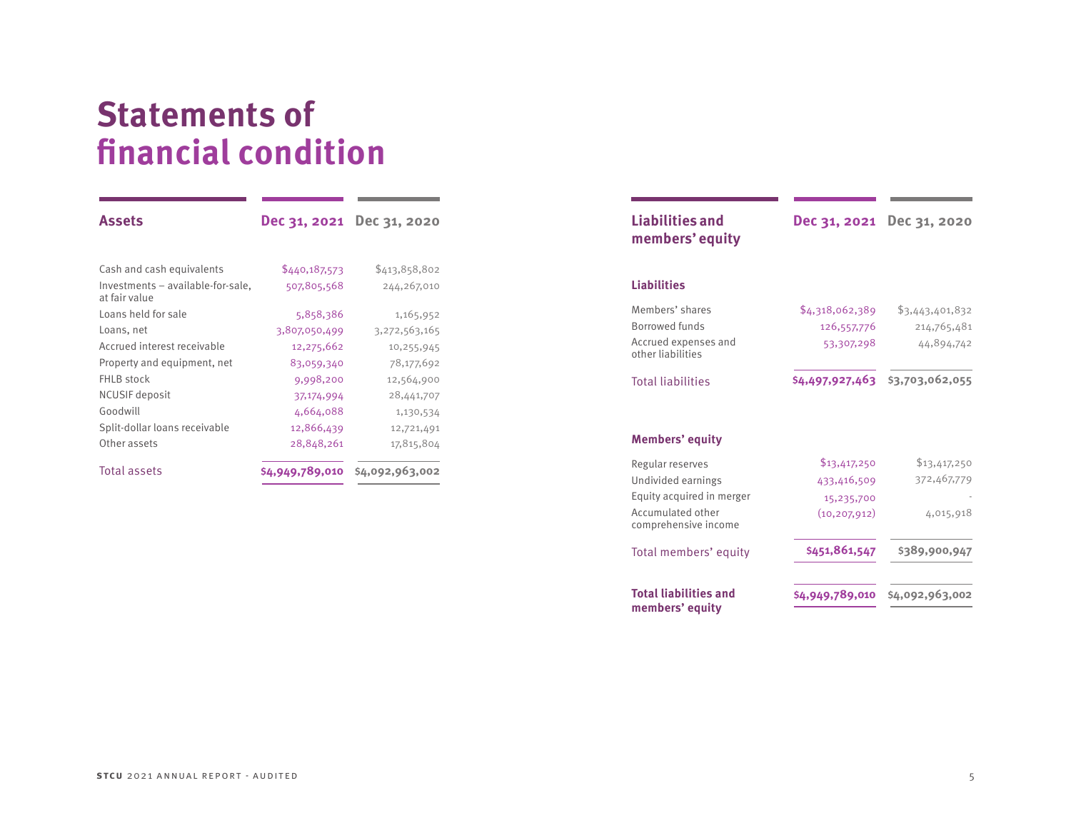# Statements of financial condition

| Assets | Dec 31, 2021 | Dec 31, 2020 |
|---|---|---|
| Cash and cash equivalents | $440,187,573 | $413,858,802 |
| Investments – available-for-sale, at fair value | 507,805,568 | 244,267,010 |
| Loans held for sale | 5,858,386 | 1,165,952 |
| Loans, net | 3,807,050,499 | 3,272,563,165 |
| Accrued interest receivable | 12,275,662 | 10,255,945 |
| Property and equipment, net | 83,059,340 | 78,177,692 |
| FHLB stock | 9,998,200 | 12,564,900 |
| NCUSIF deposit | 37,174,994 | 28,441,707 |
| Goodwill | 4,664,088 | 1,130,534 |
| Split-dollar loans receivable | 12,866,439 | 12,721,491 |
| Other assets | 28,848,261 | 17,815,804 |
| Total assets | $4,949,789,010 | $4,092,963,002 |

| Liabilities and members' equity | Dec 31, 2021 | Dec 31, 2020 |
|---|---|---|
| **Liabilities** | | |
| Members' shares | $4,318,062,389 | $3,443,401,832 |
| Borrowed funds | 126,557,776 | 214,765,481 |
| Accrued expenses and other liabilities | 53,307,298 | 44,894,742 |
| Total liabilities | $4,497,927,463 | $3,703,062,055 |
| **Members' equity** | | |
| Regular reserves | $13,417,250 | $13,417,250 |
| Undivided earnings | 433,416,509 | 372,467,779 |
| Equity acquired in merger | 15,235,700 | - |
| Accumulated other comprehensive income | (10,207,912) | 4,015,918 |
| Total members' equity | $451,861,547 | $389,900,947 |
| **Total liabilities and members' equity** | $4,949,789,010 | $4,092,963,002 |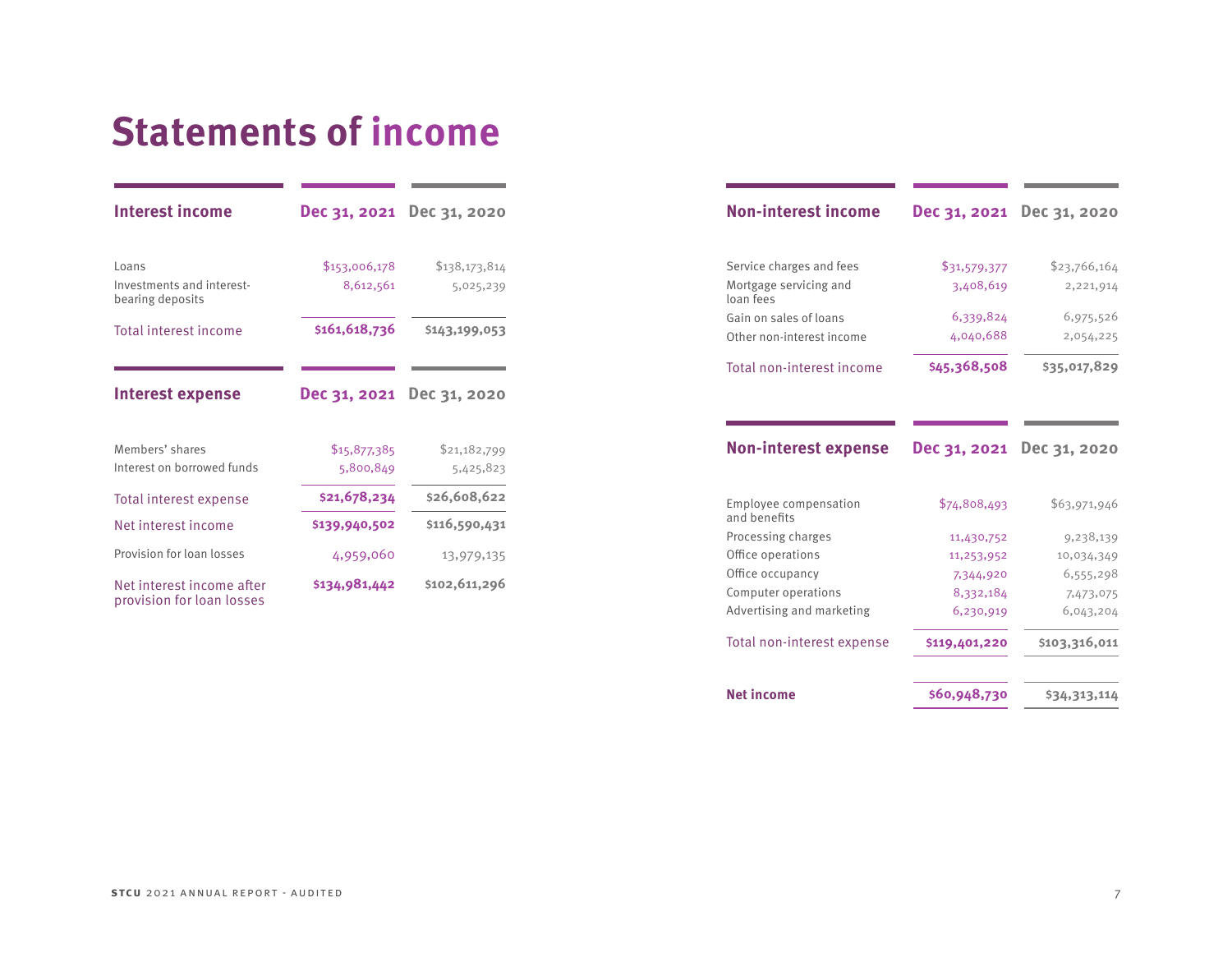# Statements of income

| Interest income | Dec 31, 2021 | Dec 31, 2020 |
|---|---|---|
| Loans | $153,006,178 | $138,173,814 |
| Investments and interest-bearing deposits | 8,612,561 | 5,025,239 |
| Total interest income | **$161,618,736** | **$143,199,053** |

| Interest expense | Dec 31, 2021 | Dec 31, 2020 |
|---|---|---|
| Members' shares | $15,877,385 | $21,182,799 |
| Interest on borrowed funds | 5,800,849 | 5,425,823 |
| Total interest expense | **$21,678,234** | **$26,608,622** |
| Net interest income | **$139,940,502** | **$116,590,431** |
| Provision for loan losses | 4,959,060 | 13,979,135 |
| Net interest income after provision for loan losses | **$134,981,442** | **$102,611,296** |

| Non-interest income | Dec 31, 2021 | Dec 31, 2020 |
|---|---|---|
| Service charges and fees | $31,579,377 | $23,766,164 |
| Mortgage servicing and loan fees | 3,408,619 | 2,221,914 |
| Gain on sales of loans | 6,339,824 | 6,975,526 |
| Other non-interest income | 4,040,688 | 2,054,225 |
| Total non-interest income | **$45,368,508** | **$35,017,829** |

| Non-interest expense | Dec 31, 2021 | Dec 31, 2020 |
|---|---|---|
| Employee compensation and benefits | $74,808,493 | $63,971,946 |
| Processing charges | 11,430,752 | 9,238,139 |
| Office operations | 11,253,952 | 10,034,349 |
| Office occupancy | 7,344,920 | 6,555,298 |
| Computer operations | 8,332,184 | 7,473,075 |
| Advertising and marketing | 6,230,919 | 6,043,204 |
| Total non-interest expense | **$119,401,220** | **$103,316,011** |
| **Net income** | **$60,948,730** | **$34,313,114** |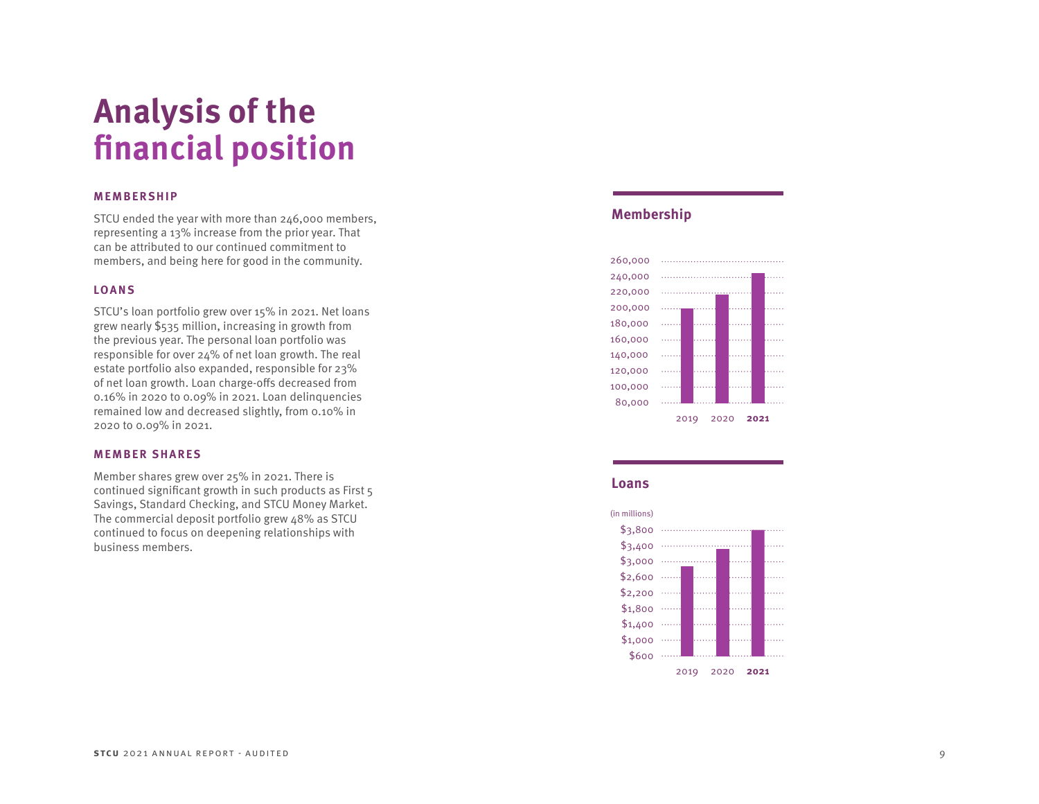# Analysis of the financial position

### MEMBERSHIP

STCU ended the year with more than 246,000 members, representing a 13% increase from the prior year. That can be attributed to our continued commitment to members, and being here for good in the community.

### LOANS

STCU's loan portfolio grew over 15% in 2021. Net loans grew nearly $535 million, increasing in growth from the previous year. The personal loan portfolio was responsible for over 24% of net loan growth. The real estate portfolio also expanded, responsible for 23% of net loan growth. Loan charge-offs decreased from 0.16% in 2020 to 0.09% in 2021. Loan delinquencies remained low and decreased slightly, from 0.10% in 2020 to 0.09% in 2021.

### MEMBER SHARES

Member shares grew over 25% in 2021. There is continued significant growth in such products as First 5 Savings, Standard Checking, and STCU Money Market. The commercial deposit portfolio grew 48% as STCU continued to focus on deepening relationships with business members.

**Membership**

260,000
240,000
220,000
200,000
180,000
160,000
140,000
120,000
100,000
80,000

2019 2020 **2021**

**Loans**

(in millions)

$3,800
$3,400
$3,000
$2,600
$2,200
$1,800
$1,400
$1,000
$600

2019 2020 **2021**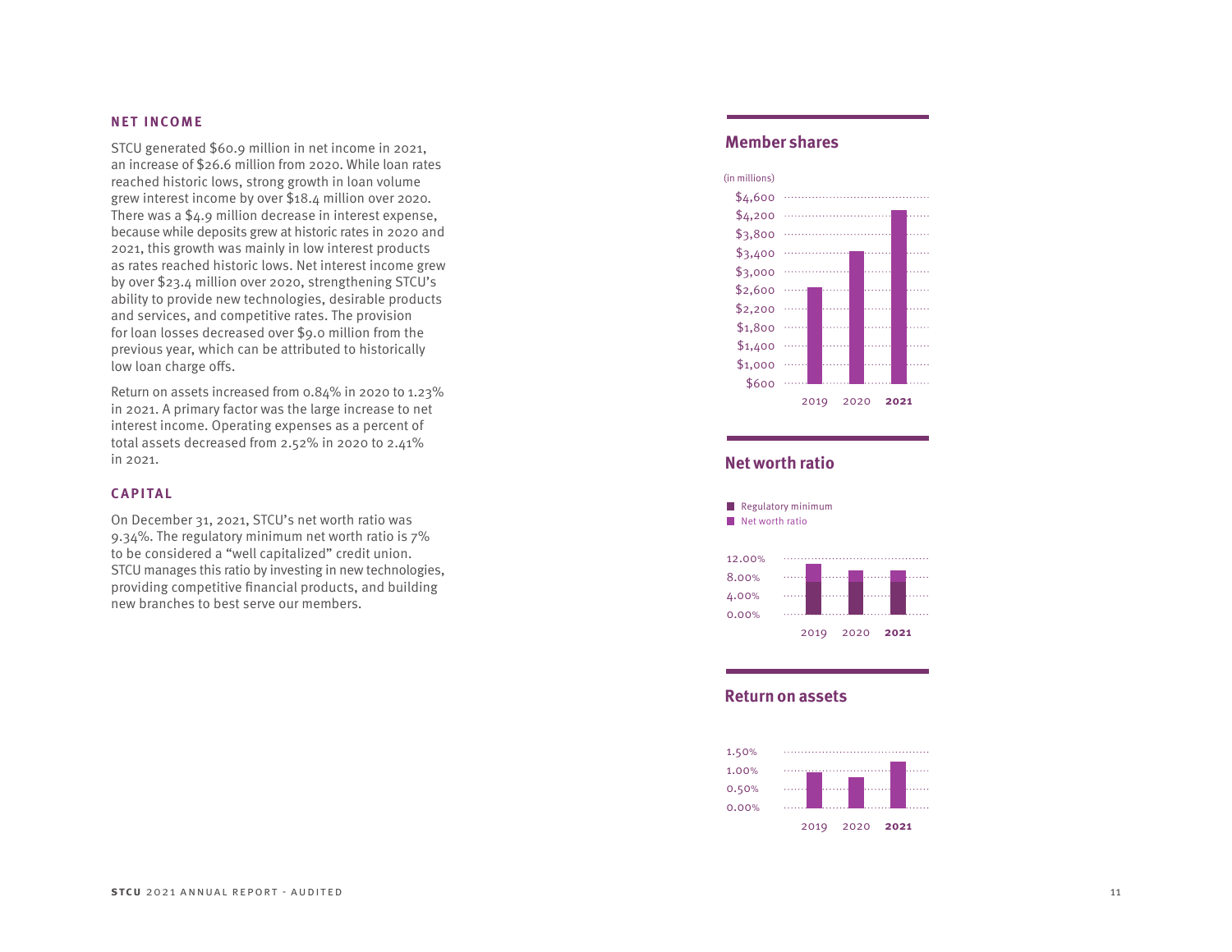## NET INCOME

STCU generated $60.9 million in net income in 2021, an increase of $26.6 million from 2020. While loan rates reached historic lows, strong growth in loan volume grew interest income by over $18.4 million over 2020. There was a $4.9 million decrease in interest expense, because while deposits grew at historic rates in 2020 and 2021, this growth was mainly in low interest products as rates reached historic lows. Net interest income grew by over $23.4 million over 2020, strengthening STCU's ability to provide new technologies, desirable products and services, and competitive rates. The provision for loan losses decreased over $9.0 million from the previous year, which can be attributed to historically low loan charge offs.

Return on assets increased from 0.84% in 2020 to 1.23% in 2021. A primary factor was the large increase to net interest income. Operating expenses as a percent of total assets decreased from 2.52% in 2020 to 2.41% in 2021.

## CAPITAL

On December 31, 2021, STCU's net worth ratio was 9.34%. The regulatory minimum net worth ratio is 7% to be considered a "well capitalized" credit union. STCU manages this ratio by investing in new technologies, providing competitive financial products, and building new branches to best serve our members.

### Member shares

(in millions)

$4,600 · $4,200 · $3,800 · $3,400 · $3,000 · $2,600 · $2,200 · $1,800 · $1,400 · $1,000 · $600

2019 · 2020 · **2021**

### Net worth ratio

- Regulatory minimum
- Net worth ratio

12.00% · 8.00% · 4.00% · 0.00%

2019 · 2020 · **2021**

### Return on assets

1.50% · 1.00% · 0.50% · 0.00%

2019 · 2020 · **2021**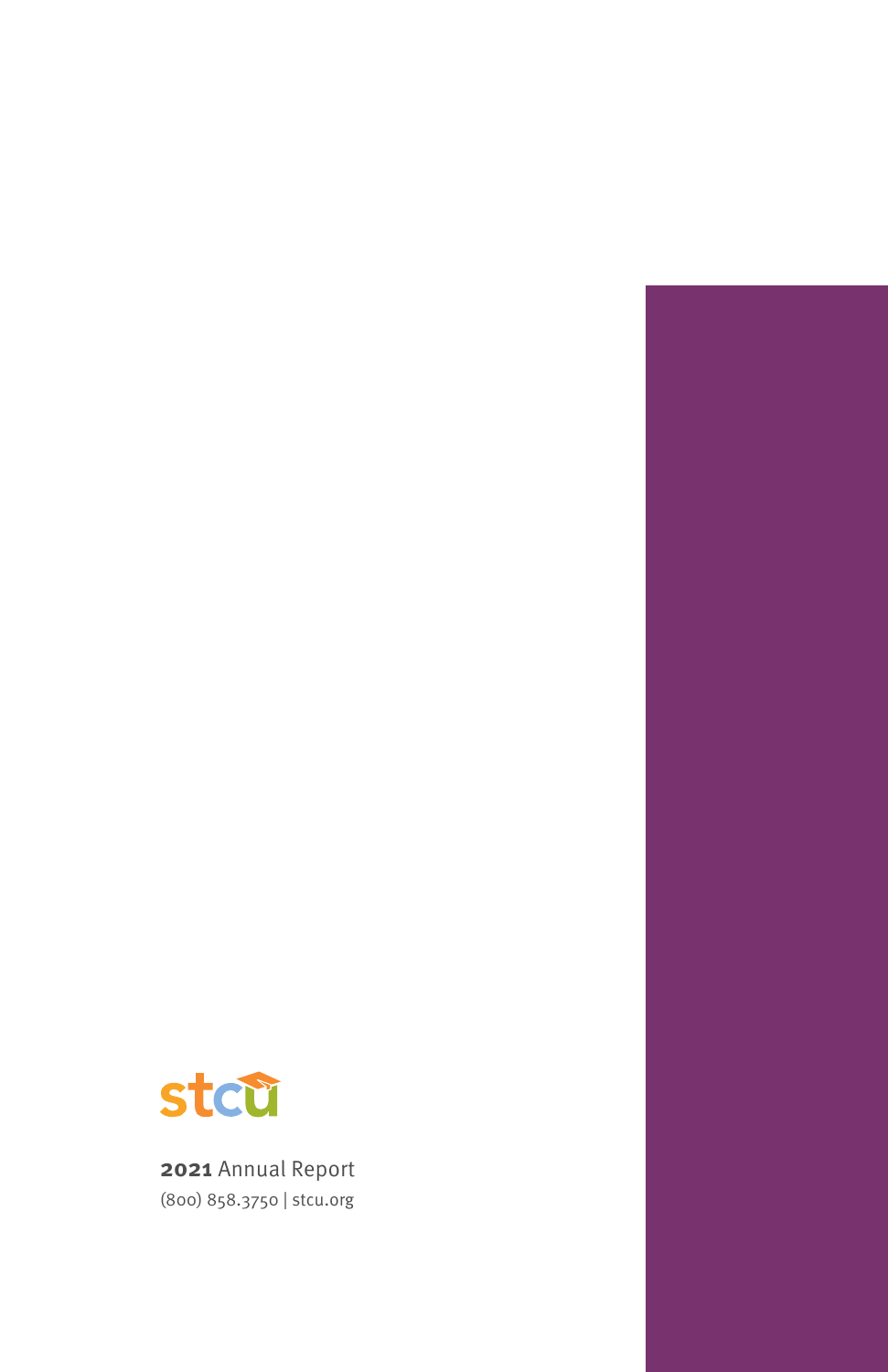stcu

**2021** Annual Report
(800) 858.3750 | stcu.org